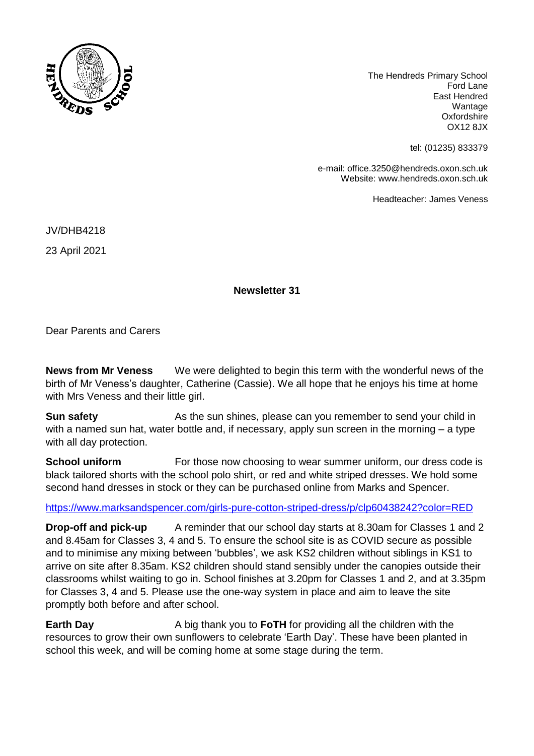The Hendreds Primary School
Ford Lane
East Hendred
Wantage
Oxfordshire
OX12 8JX

tel: (01235) 833379

e-mail: office.3250@hendreds.oxon.sch.uk
Website: www.hendreds.oxon.sch.uk

Headteacher: James Veness

JV/DHB4218

23 April 2021

## Newsletter 31

Dear Parents and Carers

**News from Mr Veness** We were delighted to begin this term with the wonderful news of the birth of Mr Veness's daughter, Catherine (Cassie). We all hope that he enjoys his time at home with Mrs Veness and their little girl.

**Sun safety** As the sun shines, please can you remember to send your child in with a named sun hat, water bottle and, if necessary, apply sun screen in the morning – a type with all day protection.

**School uniform** For those now choosing to wear summer uniform, our dress code is black tailored shorts with the school polo shirt, or red and white striped dresses. We hold some second hand dresses in stock or they can be purchased online from Marks and Spencer.

https://www.marksandspencer.com/girls-pure-cotton-striped-dress/p/clp60438242?color=RED

**Drop-off and pick-up** A reminder that our school day starts at 8.30am for Classes 1 and 2 and 8.45am for Classes 3, 4 and 5. To ensure the school site is as COVID secure as possible and to minimise any mixing between 'bubbles', we ask KS2 children without siblings in KS1 to arrive on site after 8.35am. KS2 children should stand sensibly under the canopies outside their classrooms whilst waiting to go in. School finishes at 3.20pm for Classes 1 and 2, and at 3.35pm for Classes 3, 4 and 5. Please use the one-way system in place and aim to leave the site promptly both before and after school.

**Earth Day** A big thank you to **FoTH** for providing all the children with the resources to grow their own sunflowers to celebrate 'Earth Day'. These have been planted in school this week, and will be coming home at some stage during the term.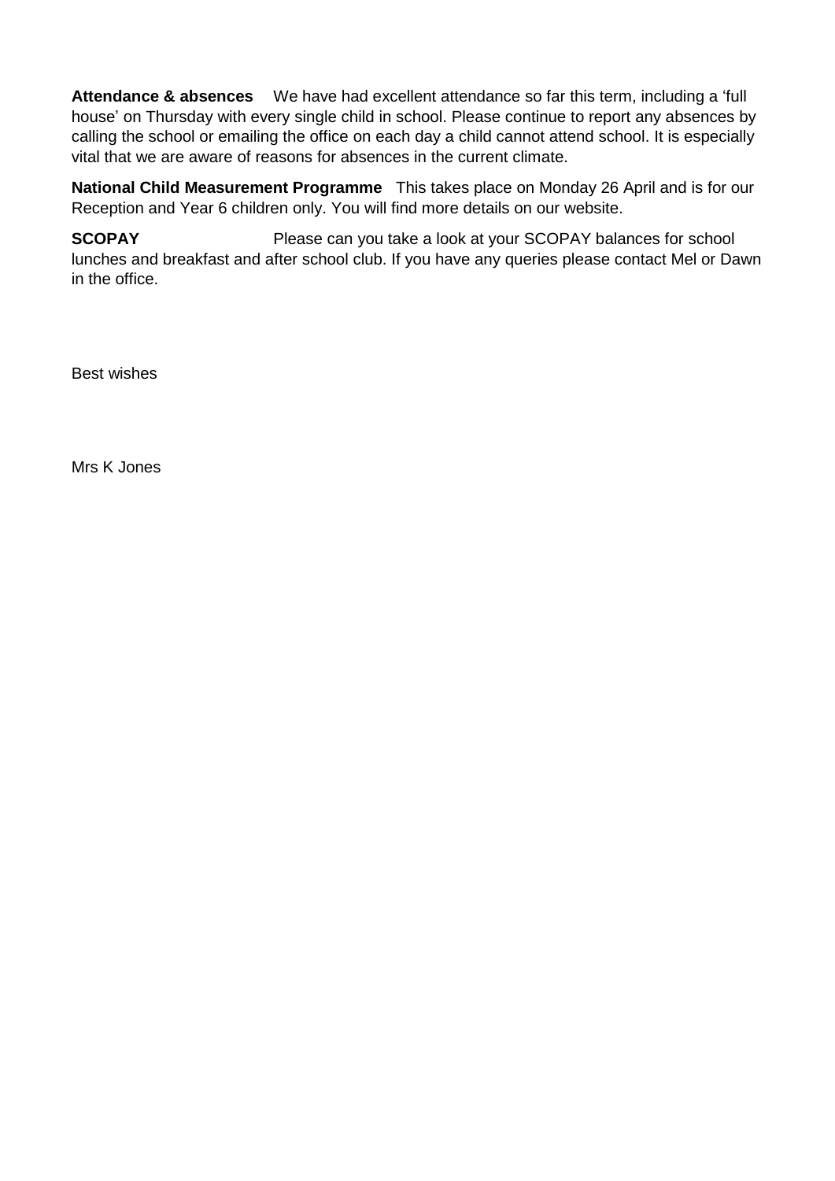**Attendance & absences** We have had excellent attendance so far this term, including a 'full house' on Thursday with every single child in school. Please continue to report any absences by calling the school or emailing the office on each day a child cannot attend school. It is especially vital that we are aware of reasons for absences in the current climate.

**National Child Measurement Programme** This takes place on Monday 26 April and is for our Reception and Year 6 children only. You will find more details on our website.

**SCOPAY** Please can you take a look at your SCOPAY balances for school lunches and breakfast and after school club. If you have any queries please contact Mel or Dawn in the office.

Best wishes

Mrs K Jones